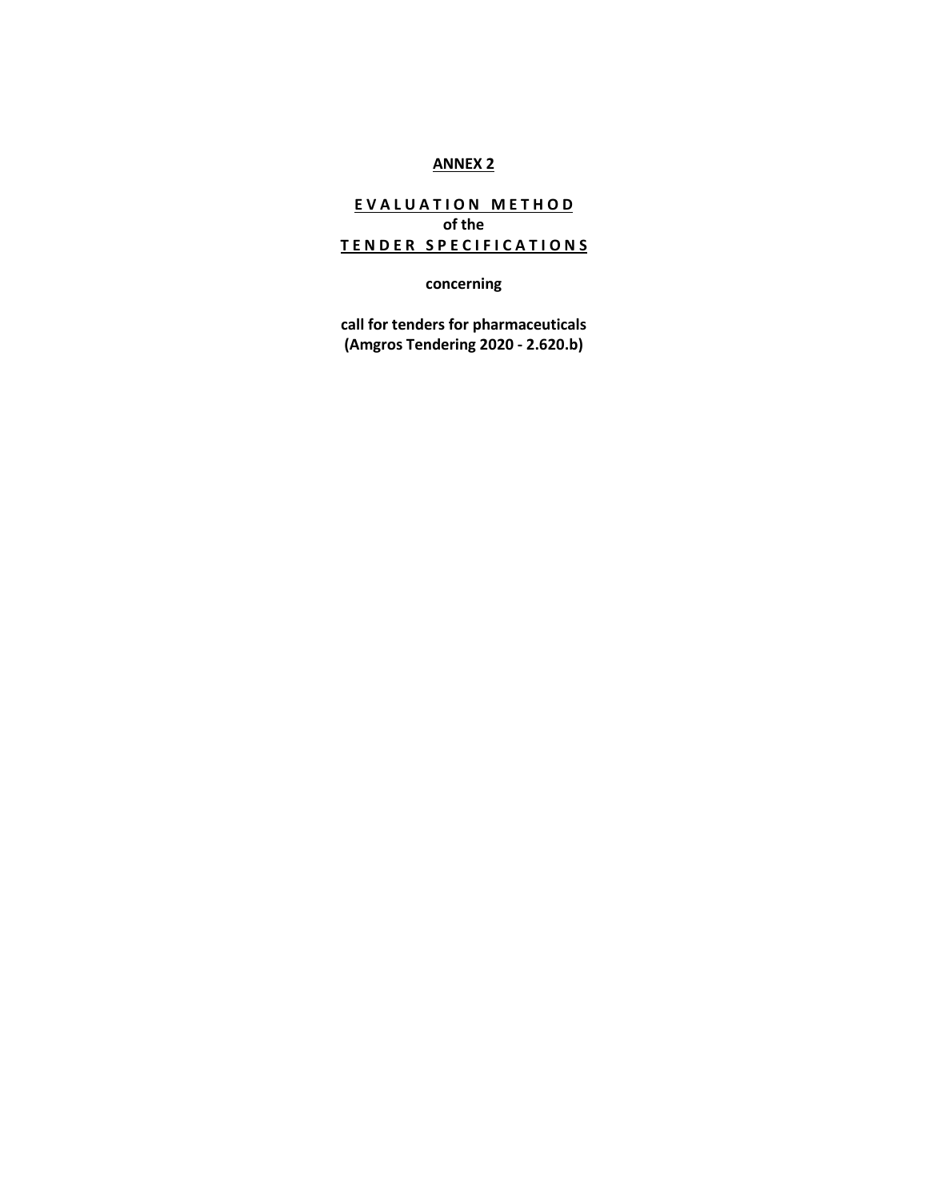# ANNEX 2

## EVALUATION METHOD

**of the**

## TENDER SPECIFICATIONS

**concerning**

**call for tenders for pharmaceuticals (Amgros Tendering 2020 - 2.620.b)**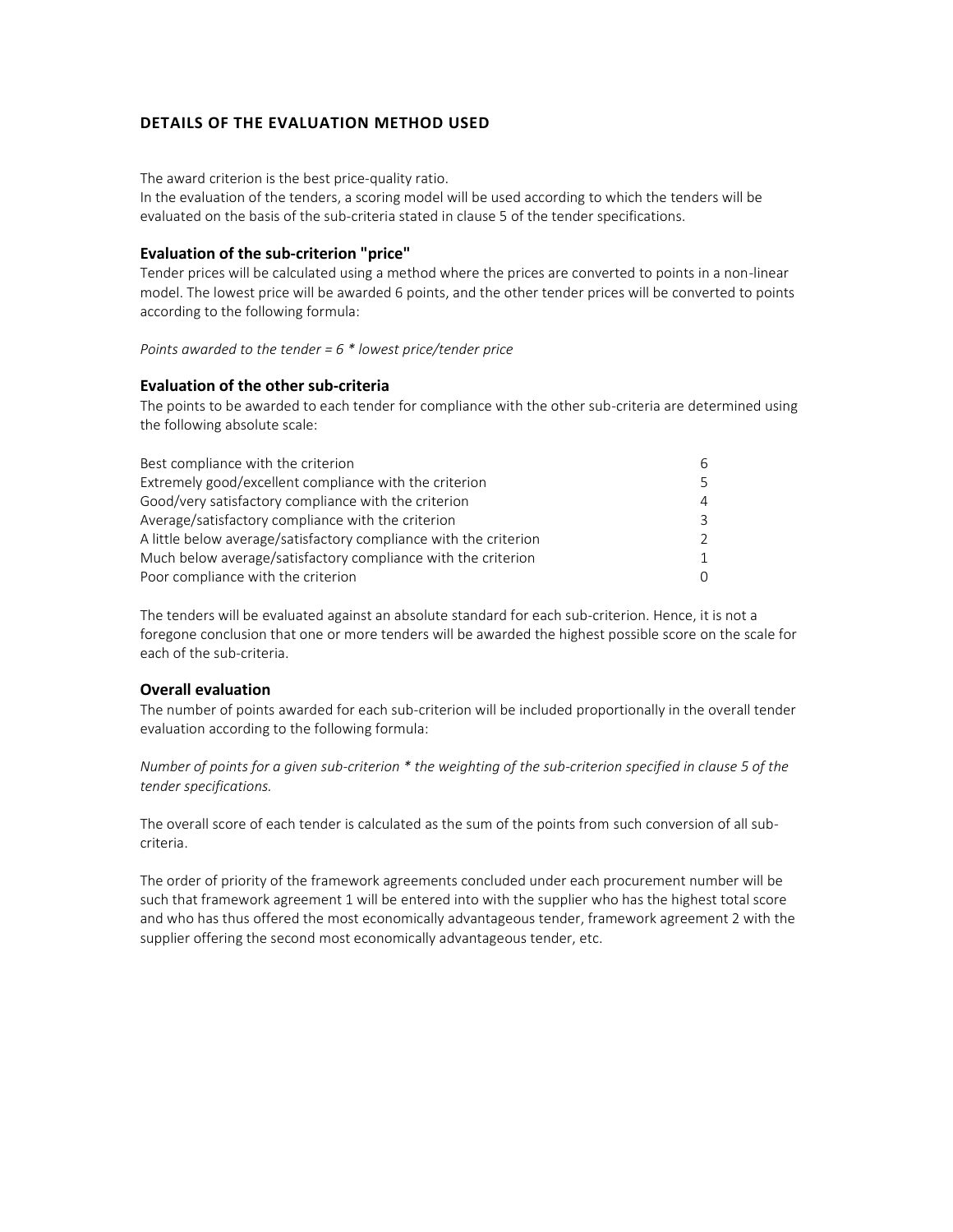## DETAILS OF THE EVALUATION METHOD USED

The award criterion is the best price-quality ratio.
In the evaluation of the tenders, a scoring model will be used according to which the tenders will be evaluated on the basis of the sub-criteria stated in clause 5 of the tender specifications.

### Evaluation of the sub-criterion "price"

Tender prices will be calculated using a method where the prices are converted to points in a non-linear model. The lowest price will be awarded 6 points, and the other tender prices will be converted to points according to the following formula:

*Points awarded to the tender = 6 * lowest price/tender price*

### Evaluation of the other sub-criteria

The points to be awarded to each tender for compliance with the other sub-criteria are determined using the following absolute scale:

| | |
|---|---|
| Best compliance with the criterion | 6 |
| Extremely good/excellent compliance with the criterion | 5 |
| Good/very satisfactory compliance with the criterion | 4 |
| Average/satisfactory compliance with the criterion | 3 |
| A little below average/satisfactory compliance with the criterion | 2 |
| Much below average/satisfactory compliance with the criterion | 1 |
| Poor compliance with the criterion | 0 |

The tenders will be evaluated against an absolute standard for each sub-criterion. Hence, it is not a foregone conclusion that one or more tenders will be awarded the highest possible score on the scale for each of the sub-criteria.

### Overall evaluation

The number of points awarded for each sub-criterion will be included proportionally in the overall tender evaluation according to the following formula:

*Number of points for a given sub-criterion * the weighting of the sub-criterion specified in clause 5 of the tender specifications.*

The overall score of each tender is calculated as the sum of the points from such conversion of all sub-criteria.

The order of priority of the framework agreements concluded under each procurement number will be such that framework agreement 1 will be entered into with the supplier who has the highest total score and who has thus offered the most economically advantageous tender, framework agreement 2 with the supplier offering the second most economically advantageous tender, etc.